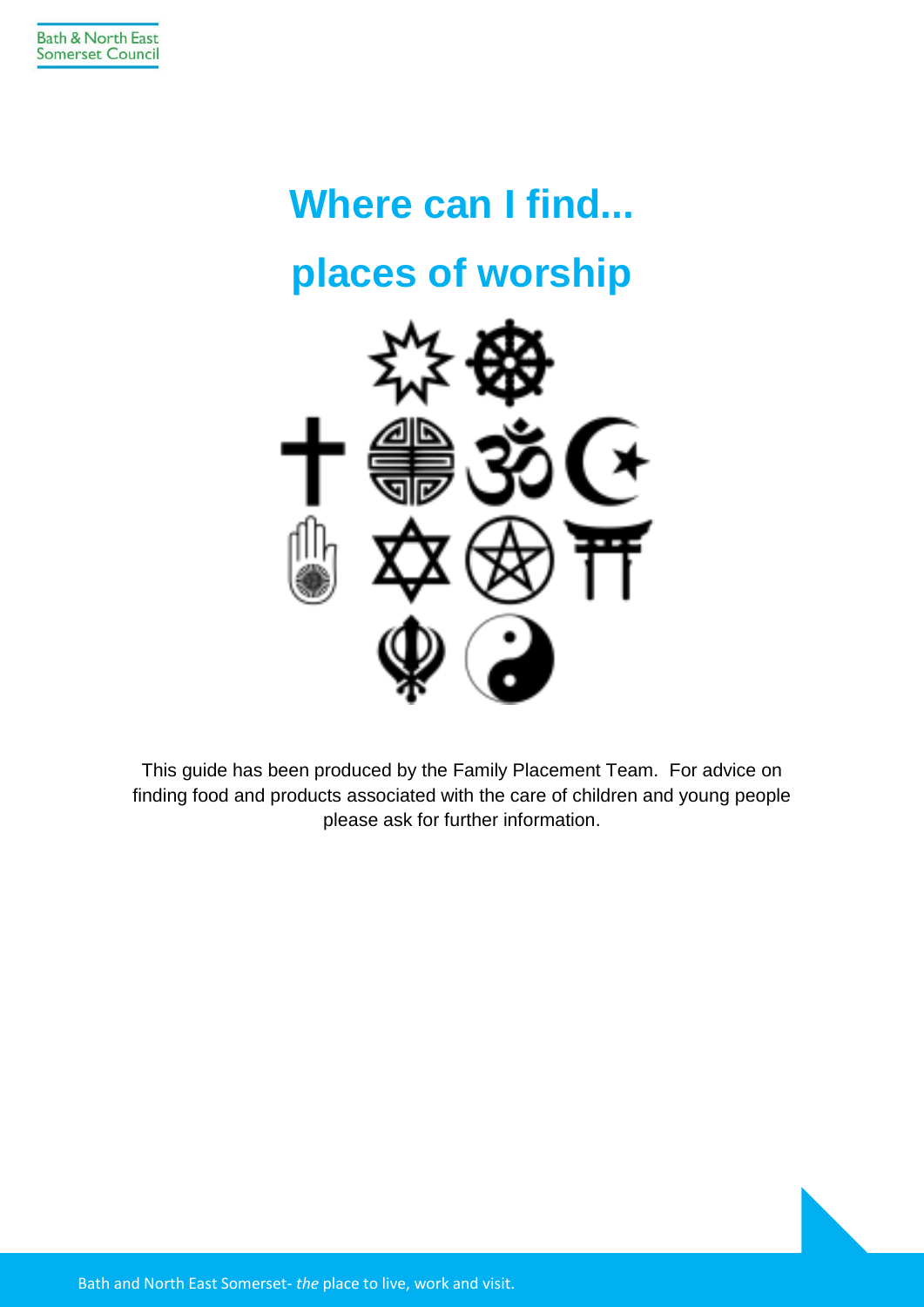# Where can I find...

# places of worship

This guide has been produced by the Family Placement Team. For advice on finding food and products associated with the care of children and young people please ask for further information.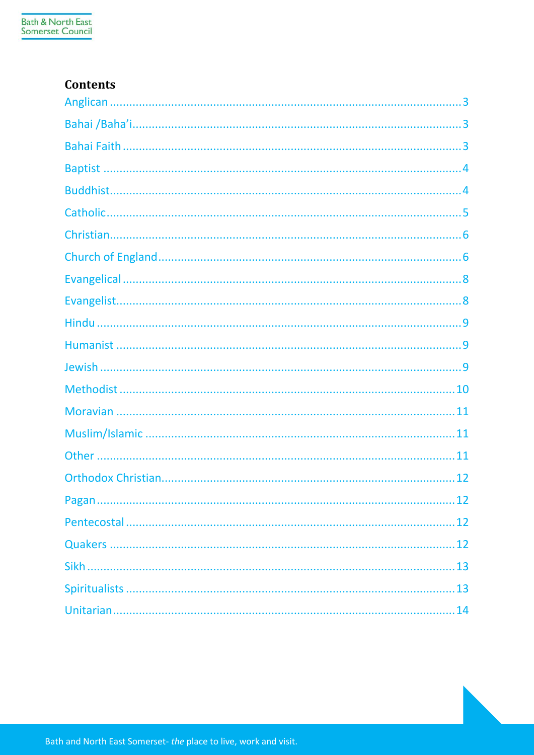## Contents

- Anglican ... 3
- Bahai /Baha'i ... 3
- Bahai Faith ... 3
- Baptist ... 4
- Buddhist ... 4
- Catholic ... 5
- Christian ... 6
- Church of England ... 6
- Evangelical ... 8
- Evangelist ... 8
- Hindu ... 9
- Humanist ... 9
- Jewish ... 9
- Methodist ... 10
- Moravian ... 11
- Muslim/Islamic ... 11
- Other ... 11
- Orthodox Christian ... 12
- Pagan ... 12
- Pentecostal ... 12
- Quakers ... 12
- Sikh ... 13
- Spiritualists ... 13
- Unitarian ... 14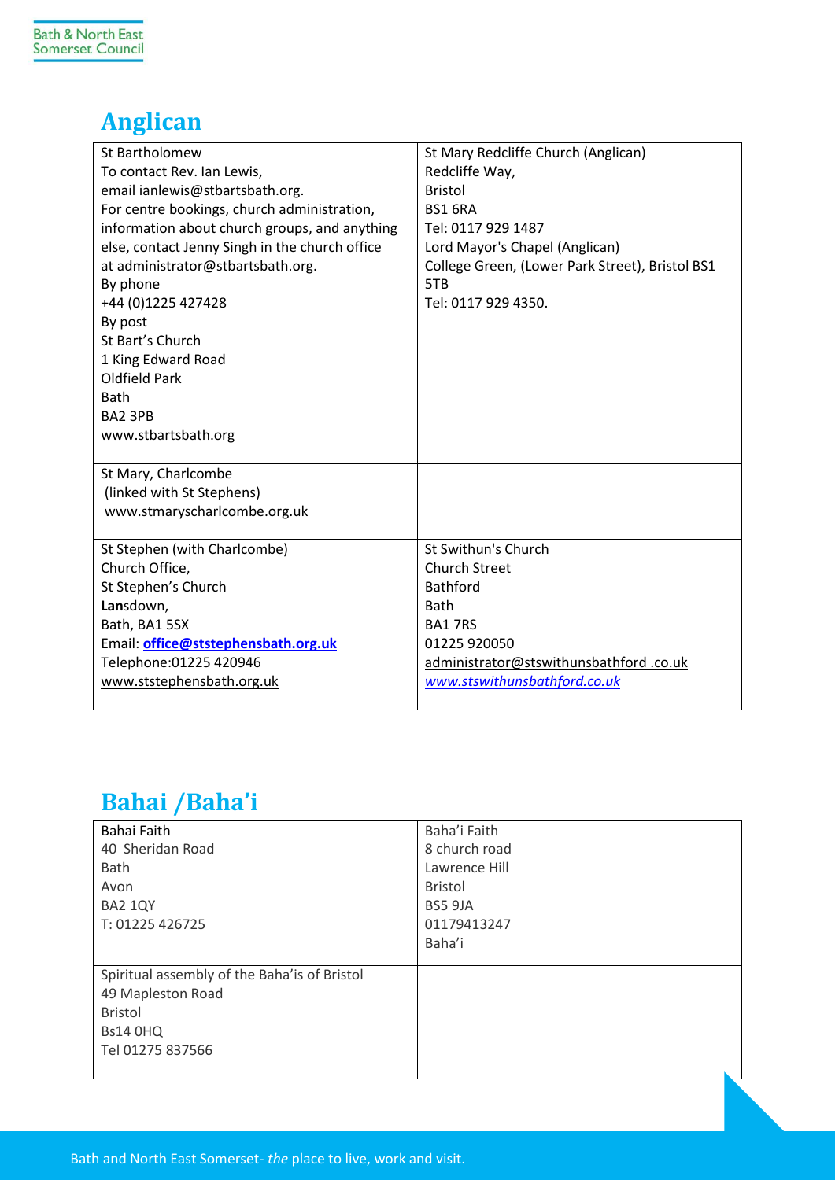## Anglican

| | |
|---|---|
| St Bartholomew<br>To contact Rev. Ian Lewis,<br>email ianlewis@stbartsbath.org.<br>For centre bookings, church administration, information about church groups, and anything else, contact Jenny Singh in the church office at administrator@stbartsbath.org.<br>By phone<br>+44 (0)1225 427428<br>By post<br>St Bart's Church<br>1 King Edward Road<br>Oldfield Park<br>Bath<br>BA2 3PB<br>www.stbartsbath.org | St Mary Redcliffe Church (Anglican)<br>Redcliffe Way,<br>Bristol<br>BS1 6RA<br>Tel: 0117 929 1487<br>Lord Mayor's Chapel (Anglican)<br>College Green, (Lower Park Street), Bristol BS1 5TB<br>Tel: 0117 929 4350. |
| St Mary, Charlcombe<br>(linked with St Stephens)<br>www.stmaryscharlcombe.org.uk | |
| St Stephen (with Charlcombe)<br>Church Office,<br>St Stephen's Church<br>**Lan**sdown,<br>Bath, BA1 5SX<br>Email: **office@ststephensbath.org.uk**<br>Telephone:01225 420946<br>www.ststephensbath.org.uk | St Swithun's Church<br>Church Street<br>Bathford<br>Bath<br>BA1 7RS<br>01225 920050<br>administrator@stswithunsbathford .co.uk<br>*www.stswithunsbathford.co.uk* |

## Bahai /Baha'i

| | |
|---|---|
| Bahai Faith<br>40 Sheridan Road<br>Bath<br>Avon<br>BA2 1QY<br>T: 01225 426725 | Baha'i Faith<br>8 church road<br>Lawrence Hill<br>Bristol<br>BS5 9JA<br>01179413247<br>Baha'i |
| Spiritual assembly of the Baha'is of Bristol<br>49 Mapleston Road<br>Bristol<br>Bs14 0HQ<br>Tel 01275 837566 | |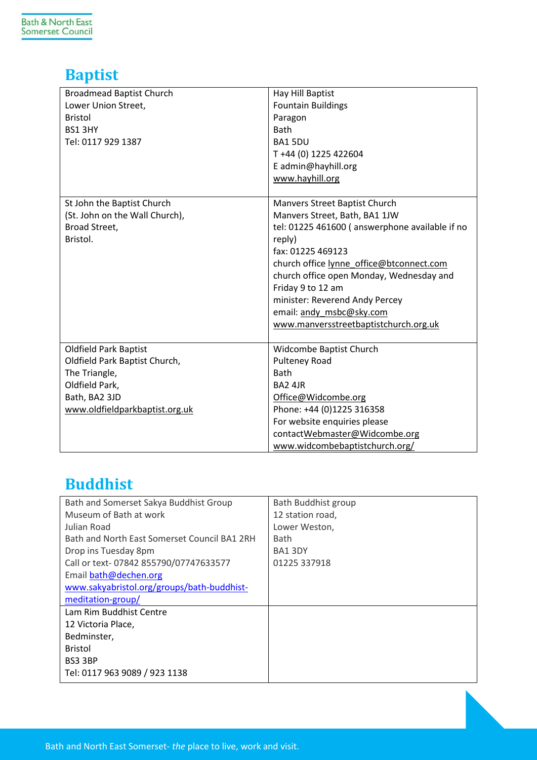## Baptist

| | |
|---|---|
| Broadmead Baptist Church<br>Lower Union Street,<br>Bristol<br>BS1 3HY<br>Tel: 0117 929 1387 | Hay Hill Baptist<br>Fountain Buildings<br>Paragon<br>Bath<br>BA1 5DU<br>T +44 (0) 1225 422604<br>E admin@hayhill.org<br>www.hayhill.org |
| St John the Baptist Church<br>(St. John on the Wall Church),<br>Broad Street,<br>Bristol. | Manvers Street Baptist Church<br>Manvers Street, Bath, BA1 1JW<br>tel: 01225 461600 ( answerphone available if no reply)<br>fax: 01225 469123<br>church office lynne_office@btconnect.com<br>church office open Monday, Wednesday and Friday 9 to 12 am<br>minister: Reverend Andy Percey<br>email: andy_msbc@sky.com<br>www.manversstreetbaptistchurch.org.uk |
| Oldfield Park Baptist<br>Oldfield Park Baptist Church,<br>The Triangle,<br>Oldfield Park,<br>Bath, BA2 3JD<br>www.oldfieldparkbaptist.org.uk | Widcombe Baptist Church<br>Pulteney Road<br>Bath<br>BA2 4JR<br>Office@Widcombe.org<br>Phone: +44 (0)1225 316358<br>For website enquiries please contactWebmaster@Widcombe.org<br>www.widcombebaptistchurch.org/ |

## Buddhist

| | |
|---|---|
| Bath and Somerset Sakya Buddhist Group<br>Museum of Bath at work<br>Julian Road<br>Bath and North East Somerset Council BA1 2RH<br>Drop ins Tuesday 8pm<br>Call or text- 07842 855790/07747633577<br>Email bath@dechen.org<br>www.sakyabristol.org/groups/bath-buddhist-meditation-group/ | Bath Buddhist group<br>12 station road,<br>Lower Weston,<br>Bath<br>BA1 3DY<br>01225 337918 |
| Lam Rim Buddhist Centre<br>12 Victoria Place,<br>Bedminster,<br>Bristol<br>BS3 3BP<br>Tel: 0117 963 9089 / 923 1138 | |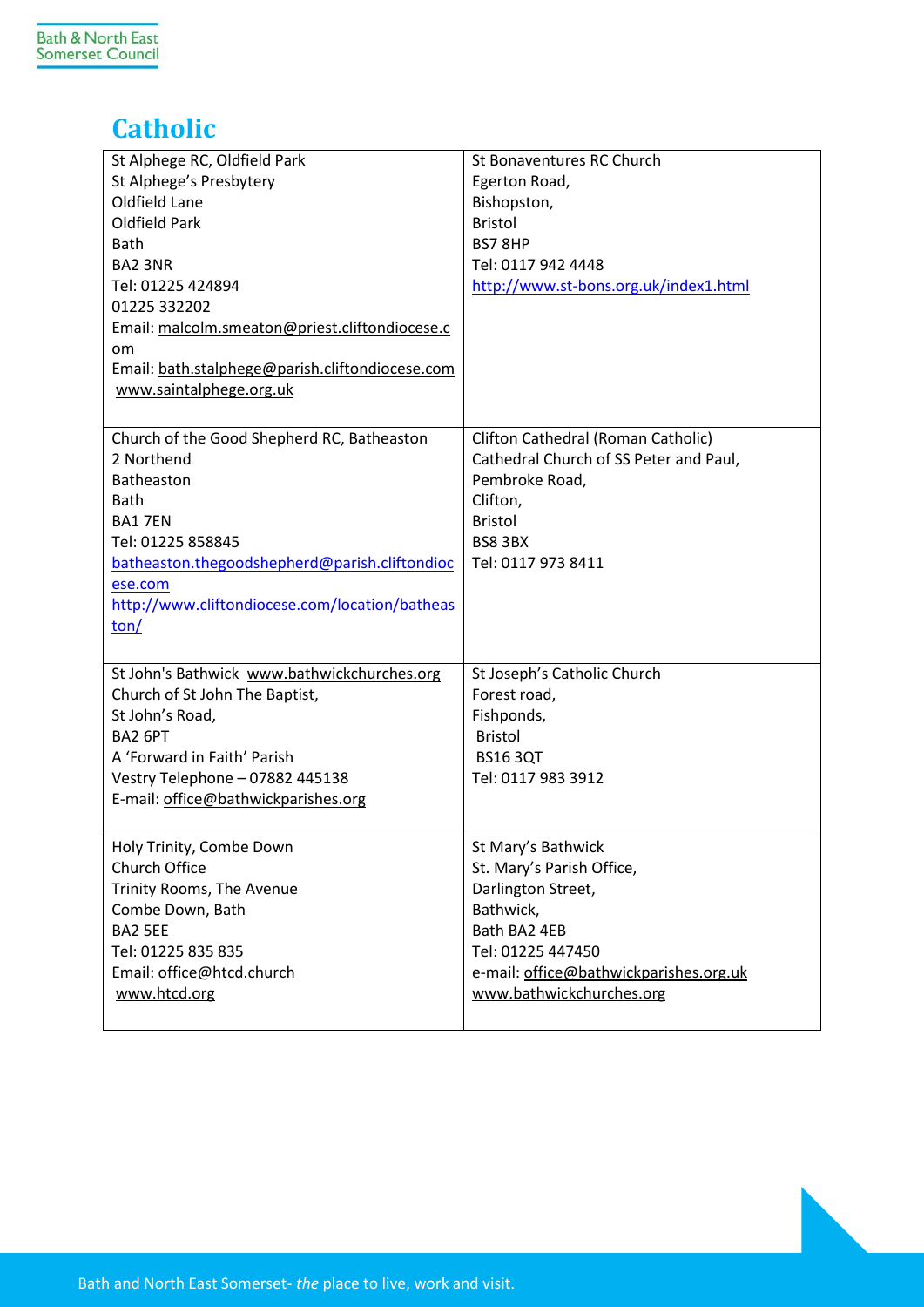# Catholic

| | |
|---|---|
| St Alphege RC, Oldfield Park<br>St Alphege's Presbytery<br>Oldfield Lane<br>Oldfield Park<br>Bath<br>BA2 3NR<br>Tel: 01225 424894<br>01225 332202<br>Email: malcolm.smeaton@priest.cliftondiocese.com<br>Email: bath.stalphege@parish.cliftondiocese.com<br>www.saintalphege.org.uk | St Bonaventures RC Church<br>Egerton Road,<br>Bishopston,<br>Bristol<br>BS7 8HP<br>Tel: 0117 942 4448<br>http://www.st-bons.org.uk/index1.html |
| Church of the Good Shepherd RC, Batheaston<br>2 Northend<br>Batheaston<br>Bath<br>BA1 7EN<br>Tel: 01225 858845<br>batheaston.thegoodshepherd@parish.cliftondiocese.com<br>http://www.cliftondiocese.com/location/batheaston/ | Clifton Cathedral (Roman Catholic)<br>Cathedral Church of SS Peter and Paul,<br>Pembroke Road,<br>Clifton,<br>Bristol<br>BS8 3BX<br>Tel: 0117 973 8411 |
| St John's Bathwick www.bathwickchurches.org<br>Church of St John The Baptist,<br>St John's Road,<br>BA2 6PT<br>A 'Forward in Faith' Parish<br>Vestry Telephone – 07882 445138<br>E-mail: office@bathwickparishes.org | St Joseph's Catholic Church<br>Forest road,<br>Fishponds,<br>Bristol<br>BS16 3QT<br>Tel: 0117 983 3912 |
| Holy Trinity, Combe Down<br>Church Office<br>Trinity Rooms, The Avenue<br>Combe Down, Bath<br>BA2 5EE<br>Tel: 01225 835 835<br>Email: office@htcd.church<br>www.htcd.org | St Mary's Bathwick<br>St. Mary's Parish Office,<br>Darlington Street,<br>Bathwick,<br>Bath BA2 4EB<br>Tel: 01225 447450<br>e-mail: office@bathwickparishes.org.uk<br>www.bathwickchurches.org |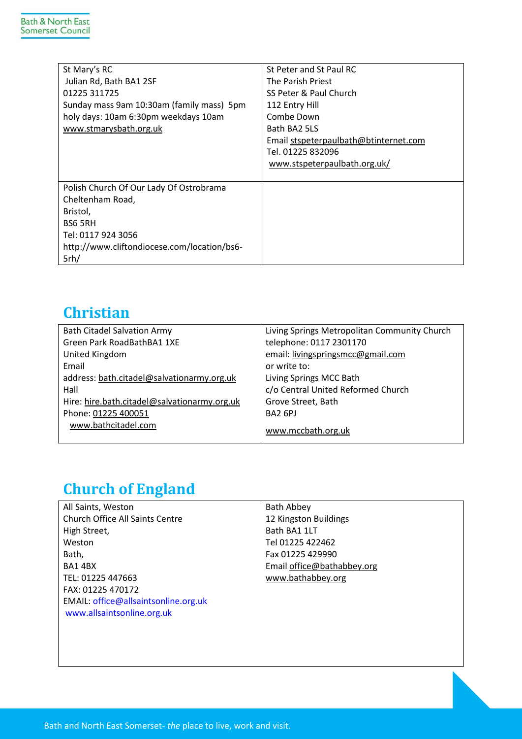| St Mary's RC<br>Julian Rd, Bath BA1 2SF<br>01225 311725<br>Sunday mass 9am 10:30am (family mass) 5pm<br>holy days: 10am 6:30pm weekdays 10am<br>www.stmarysbath.org.uk | St Peter and St Paul RC<br>The Parish Priest<br>SS Peter & Paul Church<br>112 Entry Hill<br>Combe Down<br>Bath BA2 5LS<br>Email stspeterpaulbath@btinternet.com<br>Tel. 01225 832096<br>www.stspeterpaulbath.org.uk/ |
|---|---|
| Polish Church Of Our Lady Of Ostrobrama<br>Cheltenham Road,<br>Bristol,<br>BS6 5RH<br>Tel: 0117 924 3056<br>http://www.cliftondiocese.com/location/bs6-5rh/ | |

## Christian

| Bath Citadel Salvation Army<br>Green Park RoadBathBA1 1XE<br>United Kingdom<br>Email<br>address: bath.citadel@salvationarmy.org.uk<br>Hall<br>Hire: hire.bath.citadel@salvationarmy.org.uk<br>Phone: 01225 400051<br>www.bathcitadel.com | Living Springs Metropolitan Community Church<br>telephone: 0117 2301170<br>email: livingspringsmcc@gmail.com<br>or write to:<br>Living Springs MCC Bath<br>c/o Central United Reformed Church<br>Grove Street, Bath<br>BA2 6PJ<br>www.mccbath.org.uk |
|---|---|

## Church of England

| All Saints, Weston<br>Church Office All Saints Centre<br>High Street,<br>Weston<br>Bath,<br>BA1 4BX<br>TEL: 01225 447663<br>FAX: 01225 470172<br>EMAIL: office@allsaintsonline.org.uk<br>www.allsaintsonline.org.uk | Bath Abbey<br>12 Kingston Buildings<br>Bath BA1 1LT<br>Tel 01225 422462<br>Fax 01225 429990<br>Email office@bathabbey.org<br>www.bathabbey.org |
|---|---|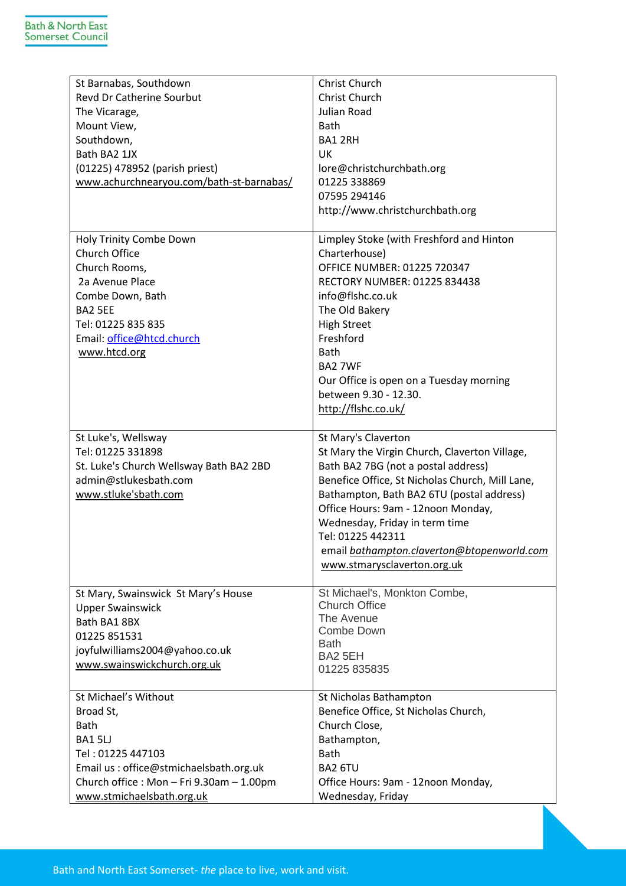| St Barnabas, Southdown<br>Revd Dr Catherine Sourbut<br>The Vicarage,<br>Mount View,<br>Southdown,<br>Bath BA2 1JX<br>(01225) 478952 (parish priest)<br>www.achurchnearyou.com/bath-st-barnabas/ | Christ Church<br>Christ Church<br>Julian Road<br>Bath<br>BA1 2RH<br>UK<br>lore@christchurchbath.org<br>01225 338869<br>07595 294146<br>http://www.christchurchbath.org |
|---|---|
| Holy Trinity Combe Down<br>Church Office<br>Church Rooms,<br>2a Avenue Place<br>Combe Down, Bath<br>BA2 5EE<br>Tel: 01225 835 835<br>Email: office@htcd.church<br>www.htcd.org | Limpley Stoke (with Freshford and Hinton Charterhouse)<br>OFFICE NUMBER: 01225 720347<br>RECTORY NUMBER: 01225 834438<br>info@flshc.co.uk<br>The Old Bakery<br>High Street<br>Freshford<br>Bath<br>BA2 7WF<br>Our Office is open on a Tuesday morning between 9.30 - 12.30.<br>http://flshc.co.uk/ |
| St Luke's, Wellsway<br>Tel: 01225 331898<br>St. Luke's Church Wellsway Bath BA2 2BD<br>admin@stlukesbath.com<br>www.stluke'sbath.com | St Mary's Claverton<br>St Mary the Virgin Church, Claverton Village, Bath BA2 7BG (not a postal address)<br>Benefice Office, St Nicholas Church, Mill Lane, Bathampton, Bath BA2 6TU (postal address)<br>Office Hours: 9am - 12noon Monday, Wednesday, Friday in term time<br>Tel: 01225 442311<br>email *bathampton.claverton@btopenworld.com*<br>www.stmarysclaverton.org.uk |
| St Mary, Swainswick St Mary's House<br>Upper Swainswick<br>Bath BA1 8BX<br>01225 851531<br>joyfulwilliams2004@yahoo.co.uk<br>www.swainswickchurch.org.uk | St Michael's, Monkton Combe,<br>Church Office<br>The Avenue<br>Combe Down<br>Bath<br>BA2 5EH<br>01225 835835 |
| St Michael's Without<br>Broad St,<br>Bath<br>BA1 5LJ<br>Tel : 01225 447103<br>Email us : office@stmichaelsbath.org.uk<br>Church office : Mon – Fri 9.30am – 1.00pm<br>www.stmichaelsbath.org.uk | St Nicholas Bathampton<br>Benefice Office, St Nicholas Church,<br>Church Close,<br>Bathampton,<br>Bath<br>BA2 6TU<br>Office Hours: 9am - 12noon Monday, Wednesday, Friday |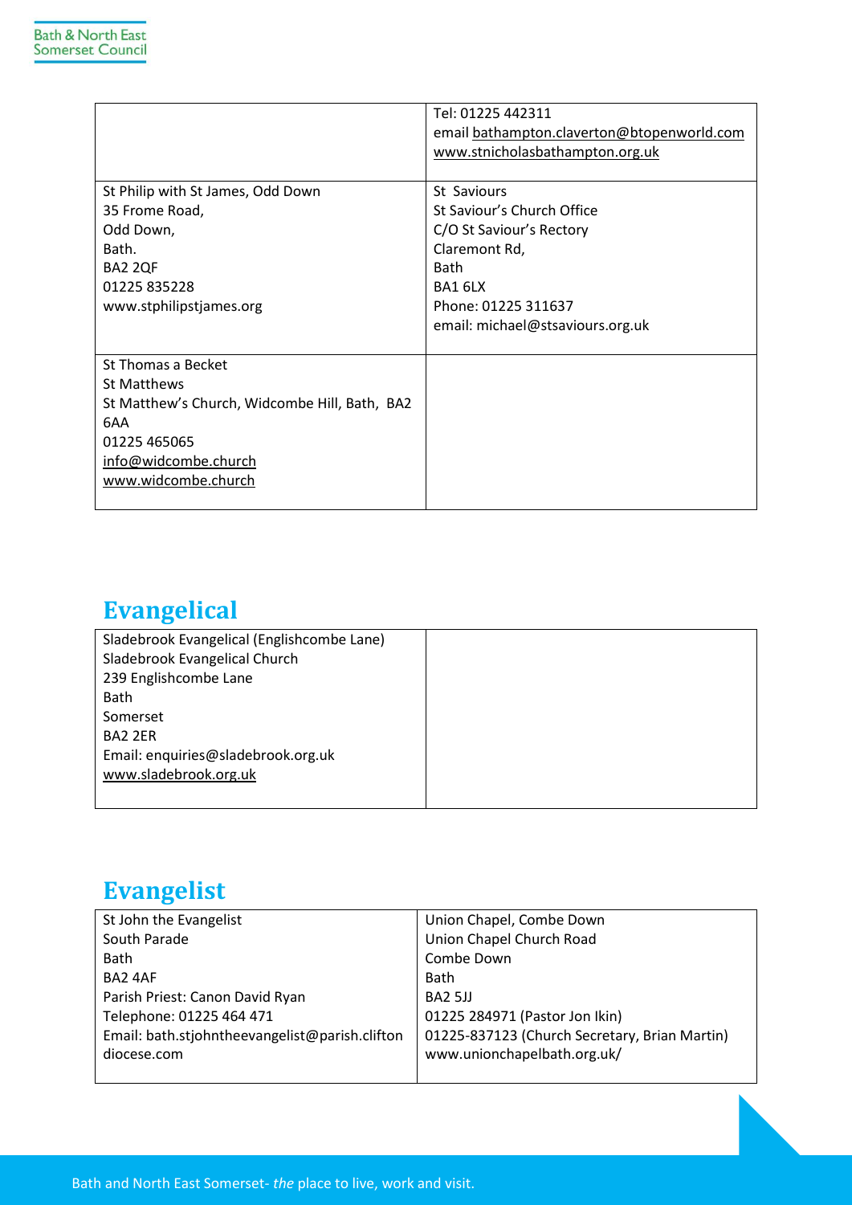| | |
|---|---|
| | Tel: 01225 442311<br>email bathampton.claverton@btopenworld.com<br>www.stnicholasbathampton.org.uk |
| St Philip with St James, Odd Down<br>35 Frome Road,<br>Odd Down,<br>Bath.<br>BA2 2QF<br>01225 835228<br>www.stphilipstjames.org | St Saviours<br>St Saviour's Church Office<br>C/O St Saviour's Rectory<br>Claremont Rd,<br>Bath<br>BA1 6LX<br>Phone: 01225 311637<br>email: michael@stsaviours.org.uk |
| St Thomas a Becket<br>St Matthews<br>St Matthew's Church, Widcombe Hill, Bath, BA2 6AA<br>01225 465065<br>info@widcombe.church<br>www.widcombe.church | |

## Evangelical

| | |
|---|---|
| Sladebrook Evangelical (Englishcombe Lane)<br>Sladebrook Evangelical Church<br>239 Englishcombe Lane<br>Bath<br>Somerset<br>BA2 2ER<br>Email: enquiries@sladebrook.org.uk<br>www.sladebrook.org.uk | |

## Evangelist

| | |
|---|---|
| St John the Evangelist<br>South Parade<br>Bath<br>BA2 4AF<br>Parish Priest: Canon David Ryan<br>Telephone: 01225 464 471<br>Email: bath.stjohntheevangelist@parish.cliftondiocese.com | Union Chapel, Combe Down<br>Union Chapel Church Road<br>Combe Down<br>Bath<br>BA2 5JJ<br>01225 284971 (Pastor Jon Ikin)<br>01225-837123 (Church Secretary, Brian Martin)<br>www.unionchapelbath.org.uk/ |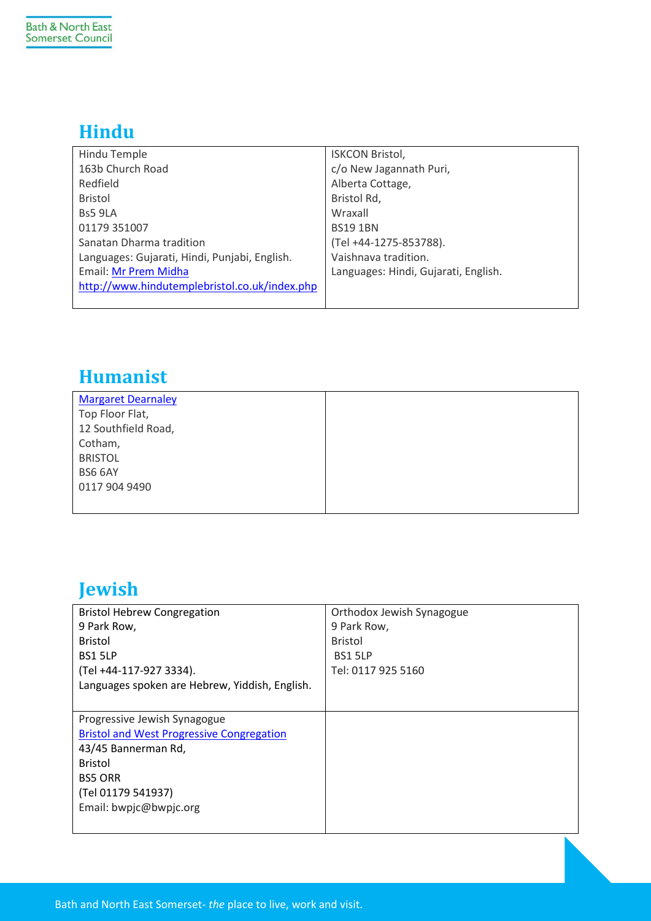## Hindu

| | |
|---|---|
| Hindu Temple<br>163b Church Road<br>Redfield<br>Bristol<br>Bs5 9LA<br>01179 351007<br>Sanatan Dharma tradition<br>Languages: Gujarati, Hindi, Punjabi, English.<br>Email: Mr Prem Midha<br>http://www.hindutemplebristol.co.uk/index.php | ISKCON Bristol,<br>c/o New Jagannath Puri,<br>Alberta Cottage,<br>Bristol Rd,<br>Wraxall<br>BS19 1BN<br>(Tel +44-1275-853788).<br>Vaishnava tradition.<br>Languages: Hindi, Gujarati, English. |

## Humanist

| | |
|---|---|
| Margaret Dearnaley<br>Top Floor Flat,<br>12 Southfield Road,<br>Cotham,<br>BRISTOL<br>BS6 6AY<br>0117 904 9490 | |

## Jewish

| | |
|---|---|
| Bristol Hebrew Congregation<br>9 Park Row,<br>Bristol<br>BS1 5LP<br>(Tel +44-117-927 3334).<br>Languages spoken are Hebrew, Yiddish, English. | Orthodox Jewish Synagogue<br>9 Park Row,<br>Bristol<br>BS1 5LP<br>Tel: 0117 925 5160 |
| Progressive Jewish Synagogue<br>Bristol and West Progressive Congregation<br>43/45 Bannerman Rd,<br>Bristol<br>BS5 ORR<br>(Tel 01179 541937)<br>Email: bwpjc@bwpjc.org | |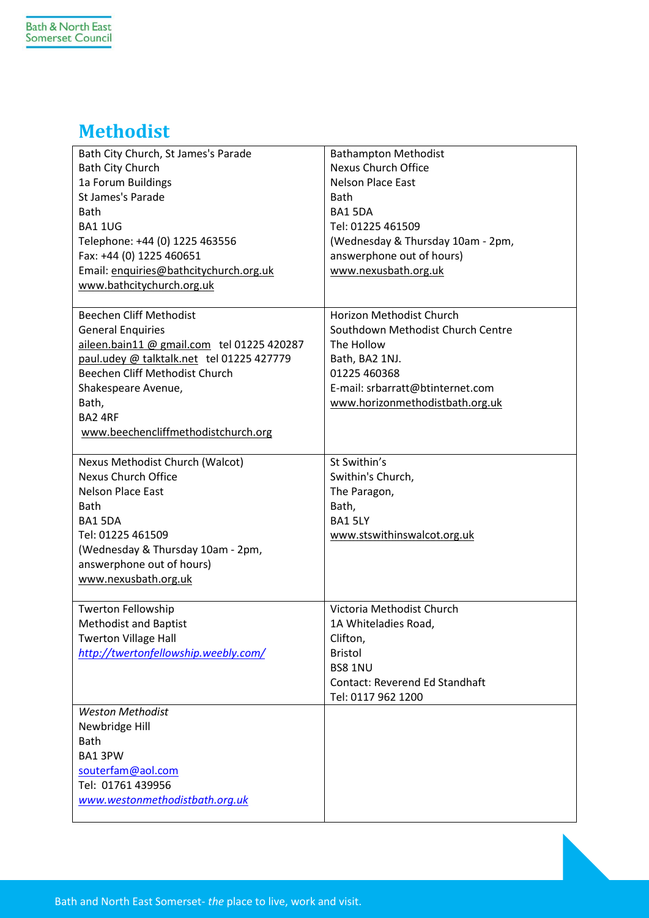# Methodist

| | |
|---|---|
| Bath City Church, St James's Parade<br>Bath City Church<br>1a Forum Buildings<br>St James's Parade<br>Bath<br>BA1 1UG<br>Telephone: +44 (0) 1225 463556<br>Fax: +44 (0) 1225 460651<br>Email: enquiries@bathcitychurch.org.uk<br>www.bathcitychurch.org.uk | Bathampton Methodist<br>Nexus Church Office<br>Nelson Place East<br>Bath<br>BA1 5DA<br>Tel: 01225 461509<br>(Wednesday & Thursday 10am - 2pm, answerphone out of hours)<br>www.nexusbath.org.uk |
| Beechen Cliff Methodist<br>General Enquiries<br>aileen.bain11 @ gmail.com tel 01225 420287<br>paul.udey @ talktalk.net tel 01225 427779<br>Beechen Cliff Methodist Church<br>Shakespeare Avenue,<br>Bath,<br>BA2 4RF<br>www.beechencliffmethodistchurch.org | Horizon Methodist Church<br>Southdown Methodist Church Centre<br>The Hollow<br>Bath, BA2 1NJ.<br>01225 460368<br>E-mail: srbarratt@btinternet.com<br>www.horizonmethodistbath.org.uk |
| Nexus Methodist Church (Walcot)<br>Nexus Church Office<br>Nelson Place East<br>Bath<br>BA1 5DA<br>Tel: 01225 461509<br>(Wednesday & Thursday 10am - 2pm, answerphone out of hours)<br>www.nexusbath.org.uk | St Swithin's<br>Swithin's Church,<br>The Paragon,<br>Bath,<br>BA1 5LY<br>www.stswithinswalcot.org.uk |
| Twerton Fellowship<br>Methodist and Baptist<br>Twerton Village Hall<br>*http://twertonfellowship.weebly.com/* | Victoria Methodist Church<br>1A Whiteladies Road,<br>Clifton,<br>Bristol<br>BS8 1NU<br>Contact: Reverend Ed Standhaft<br>Tel: 0117 962 1200 |
| *Weston Methodist*<br>Newbridge Hill<br>Bath<br>BA1 3PW<br>souterfam@aol.com<br>Tel: 01761 439956<br>*www.westonmethodistbath.org.uk* | |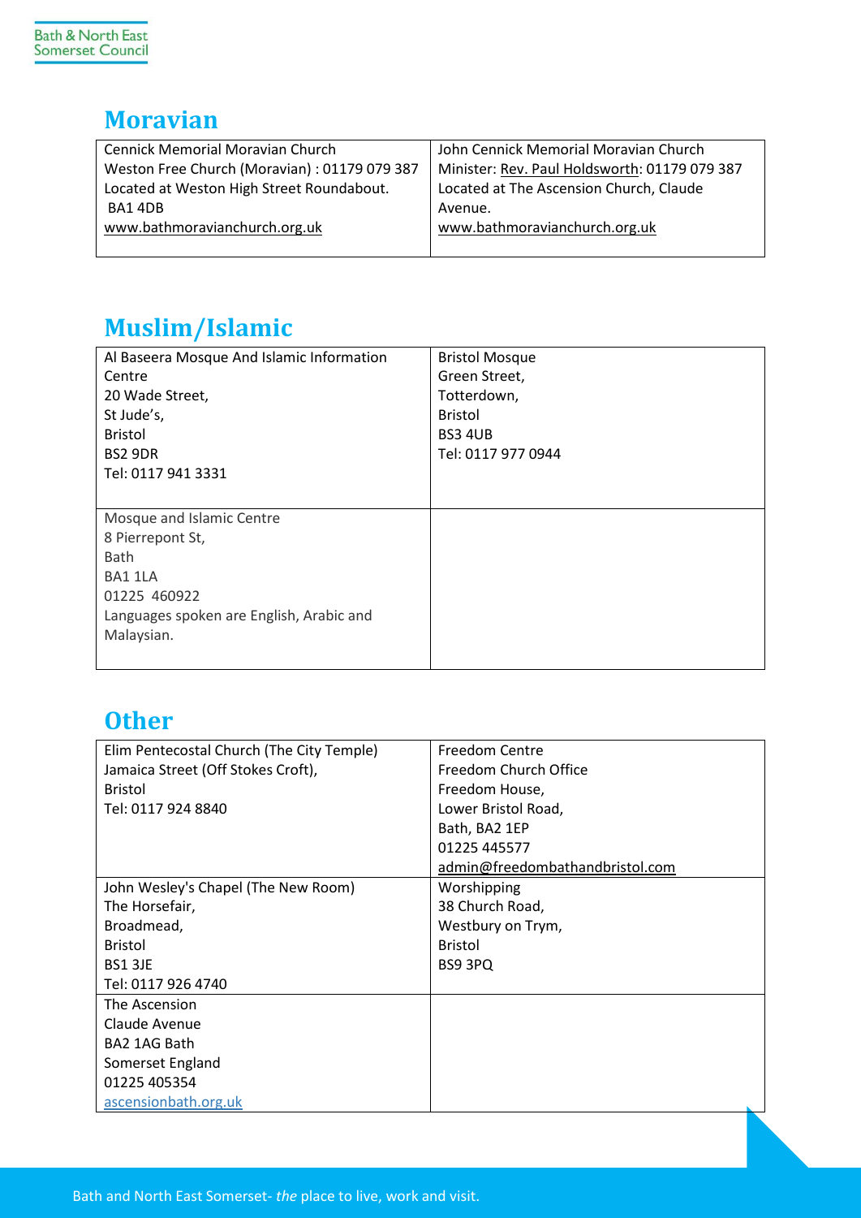## Moravian

| Cennick Memorial Moravian Church<br>Weston Free Church (Moravian) : 01179 079 387<br>Located at Weston High Street Roundabout.<br>BA1 4DB<br>www.bathmoravianchurch.org.uk | John Cennick Memorial Moravian Church<br>Minister: Rev. Paul Holdsworth: 01179 079 387<br>Located at The Ascension Church, Claude Avenue.<br>www.bathmoravianchurch.org.uk |
|---|---|

## Muslim/Islamic

| Al Baseera Mosque And Islamic Information Centre<br>20 Wade Street,<br>St Jude's,<br>Bristol<br>BS2 9DR<br>Tel: 0117 941 3331 | Bristol Mosque<br>Green Street,<br>Totterdown,<br>Bristol<br>BS3 4UB<br>Tel: 0117 977 0944 |
|---|---|
| Mosque and Islamic Centre<br>8 Pierrepont St,<br>Bath<br>BA1 1LA<br>01225 460922<br>Languages spoken are English, Arabic and Malaysian. | |

## Other

| Elim Pentecostal Church (The City Temple)<br>Jamaica Street (Off Stokes Croft),<br>Bristol<br>Tel: 0117 924 8840 | Freedom Centre<br>Freedom Church Office<br>Freedom House,<br>Lower Bristol Road,<br>Bath, BA2 1EP<br>01225 445577<br>admin@freedombathandbristol.com |
|---|---|
| John Wesley's Chapel (The New Room)<br>The Horsefair,<br>Broadmead,<br>Bristol<br>BS1 3JE<br>Tel: 0117 926 4740 | Worshipping<br>38 Church Road,<br>Westbury on Trym,<br>Bristol<br>BS9 3PQ |
| The Ascension<br>Claude Avenue<br>BA2 1AG Bath<br>Somerset England<br>01225 405354<br>ascensionbath.org.uk | |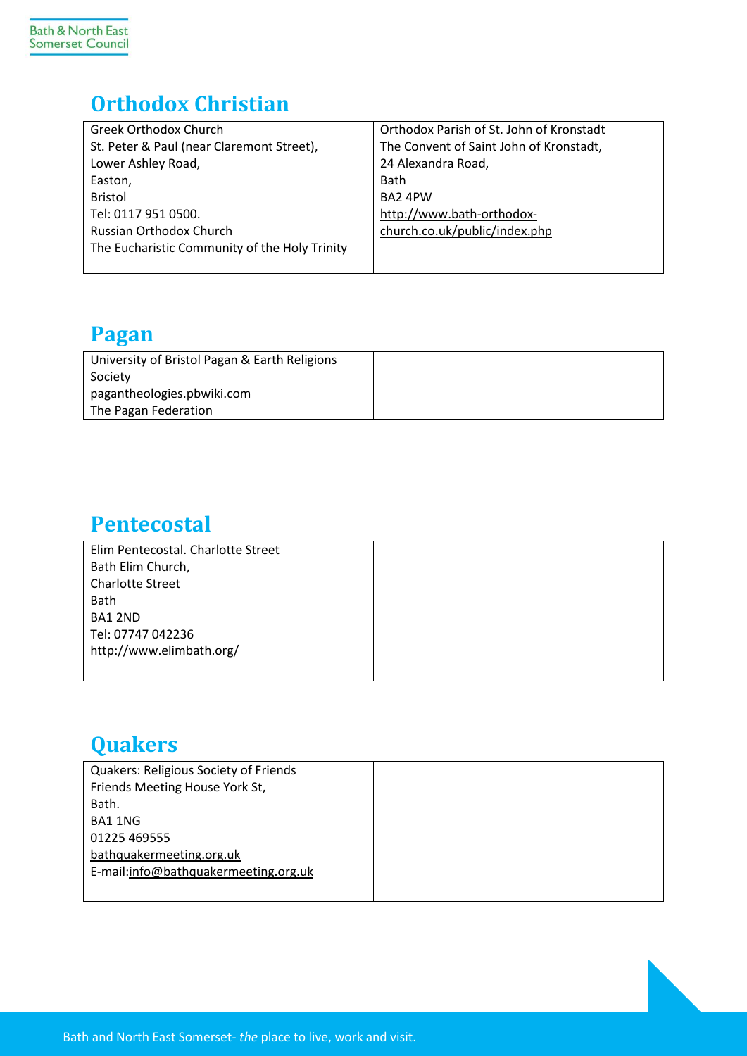## Orthodox Christian

| Greek Orthodox Church<br>St. Peter & Paul (near Claremont Street),<br>Lower Ashley Road,<br>Easton,<br>Bristol<br>Tel: 0117 951 0500.<br>Russian Orthodox Church<br>The Eucharistic Community of the Holy Trinity | Orthodox Parish of St. John of Kronstadt<br>The Convent of Saint John of Kronstadt,<br>24 Alexandra Road,<br>Bath<br>BA2 4PW<br>http://www.bath-orthodox-church.co.uk/public/index.php |
|---|---|

## Pagan

| University of Bristol Pagan & Earth Religions Society<br>pagantheologies.pbwiki.com<br>The Pagan Federation | |
|---|---|

## Pentecostal

| Elim Pentecostal. Charlotte Street<br>Bath Elim Church,<br>Charlotte Street<br>Bath<br>BA1 2ND<br>Tel: 07747 042236<br>http://www.elimbath.org/ | |
|---|---|

## Quakers

| Quakers: Religious Society of Friends<br>Friends Meeting House York St,<br>Bath.<br>BA1 1NG<br>01225 469555<br>bathquakermeeting.org.uk<br>E-mail:info@bathquakermeeting.org.uk | |
|---|---|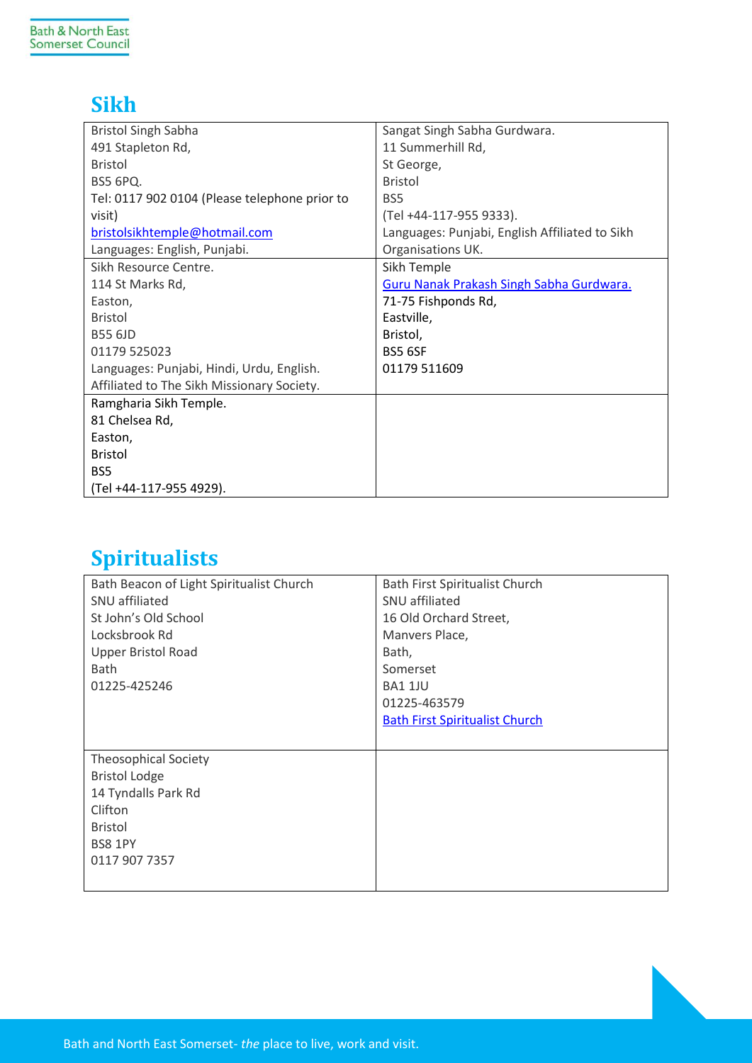## Sikh

| | |
|---|---|
| Bristol Singh Sabha<br>491 Stapleton Rd,<br>Bristol<br>BS5 6PQ.<br>Tel: 0117 902 0104 (Please telephone prior to visit)<br>bristolsikhtemple@hotmail.com<br>Languages: English, Punjabi. | Sangat Singh Sabha Gurdwara.<br>11 Summerhill Rd,<br>St George,<br>Bristol<br>BS5<br>(Tel +44-117-955 9333).<br>Languages: Punjabi, English Affiliated to Sikh Organisations UK. |
| Sikh Resource Centre.<br>114 St Marks Rd,<br>Easton,<br>Bristol<br>B55 6JD<br>01179 525023<br>Languages: Punjabi, Hindi, Urdu, English.<br>Affiliated to The Sikh Missionary Society. | Sikh Temple<br>Guru Nanak Prakash Singh Sabha Gurdwara.<br>71-75 Fishponds Rd,<br>Eastville,<br>Bristol,<br>BS5 6SF<br>01179 511609 |
| Ramgharia Sikh Temple.<br>81 Chelsea Rd,<br>Easton,<br>Bristol<br>BS5<br>(Tel +44-117-955 4929). | |

## Spiritualists

| | |
|---|---|
| Bath Beacon of Light Spiritualist Church<br>SNU affiliated<br>St John's Old School<br>Locksbrook Rd<br>Upper Bristol Road<br>Bath<br>01225-425246 | Bath First Spiritualist Church<br>SNU affiliated<br>16 Old Orchard Street,<br>Manvers Place,<br>Bath,<br>Somerset<br>BA1 1JU<br>01225-463579<br>Bath First Spiritualist Church |
| Theosophical Society<br>Bristol Lodge<br>14 Tyndalls Park Rd<br>Clifton<br>Bristol<br>BS8 1PY<br>0117 907 7357 | |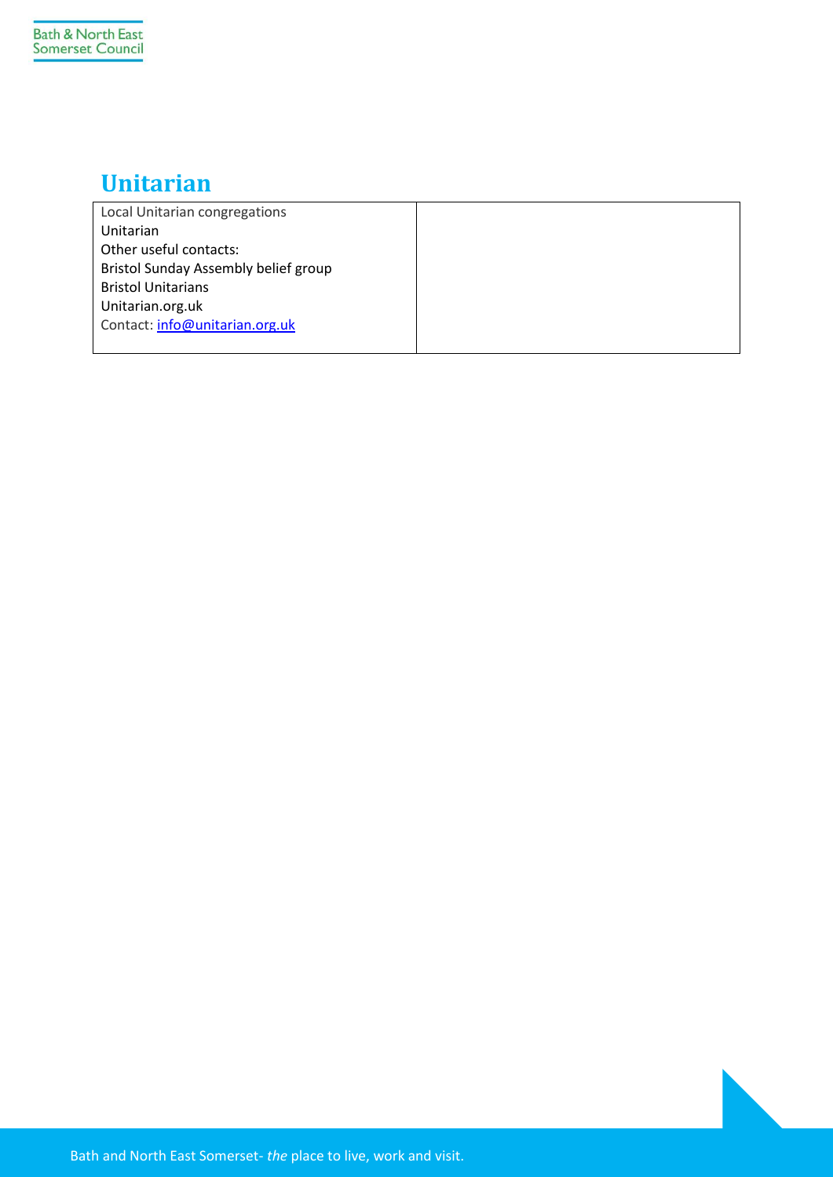## Unitarian

| | |
|---|---|
| Local Unitarian congregations<br>Unitarian<br>Other useful contacts:<br>Bristol Sunday Assembly belief group<br>Bristol Unitarians<br>Unitarian.org.uk<br>Contact: info@unitarian.org.uk | |